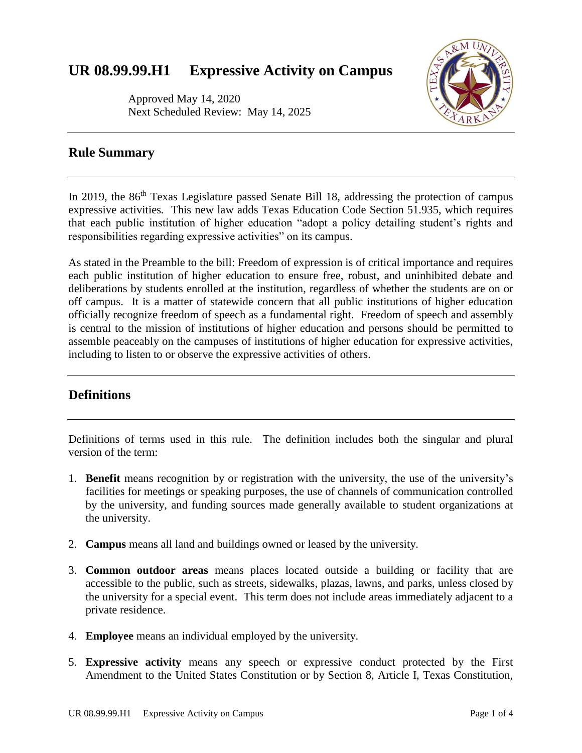# UR 08.99.99.H1 Expressive Activity on Campus

Approved May 14, 2020
Next Scheduled Review: May 14, 2025

## Rule Summary

In 2019, the 86th Texas Legislature passed Senate Bill 18, addressing the protection of campus expressive activities. This new law adds Texas Education Code Section 51.935, which requires that each public institution of higher education "adopt a policy detailing student's rights and responsibilities regarding expressive activities" on its campus.

As stated in the Preamble to the bill: Freedom of expression is of critical importance and requires each public institution of higher education to ensure free, robust, and uninhibited debate and deliberations by students enrolled at the institution, regardless of whether the students are on or off campus. It is a matter of statewide concern that all public institutions of higher education officially recognize freedom of speech as a fundamental right. Freedom of speech and assembly is central to the mission of institutions of higher education and persons should be permitted to assemble peaceably on the campuses of institutions of higher education for expressive activities, including to listen to or observe the expressive activities of others.

## Definitions

Definitions of terms used in this rule. The definition includes both the singular and plural version of the term:

1. **Benefit** means recognition by or registration with the university, the use of the university's facilities for meetings or speaking purposes, the use of channels of communication controlled by the university, and funding sources made generally available to student organizations at the university.

2. **Campus** means all land and buildings owned or leased by the university.

3. **Common outdoor areas** means places located outside a building or facility that are accessible to the public, such as streets, sidewalks, plazas, lawns, and parks, unless closed by the university for a special event. This term does not include areas immediately adjacent to a private residence.

4. **Employee** means an individual employed by the university.

5. **Expressive activity** means any speech or expressive conduct protected by the First Amendment to the United States Constitution or by Section 8, Article I, Texas Constitution,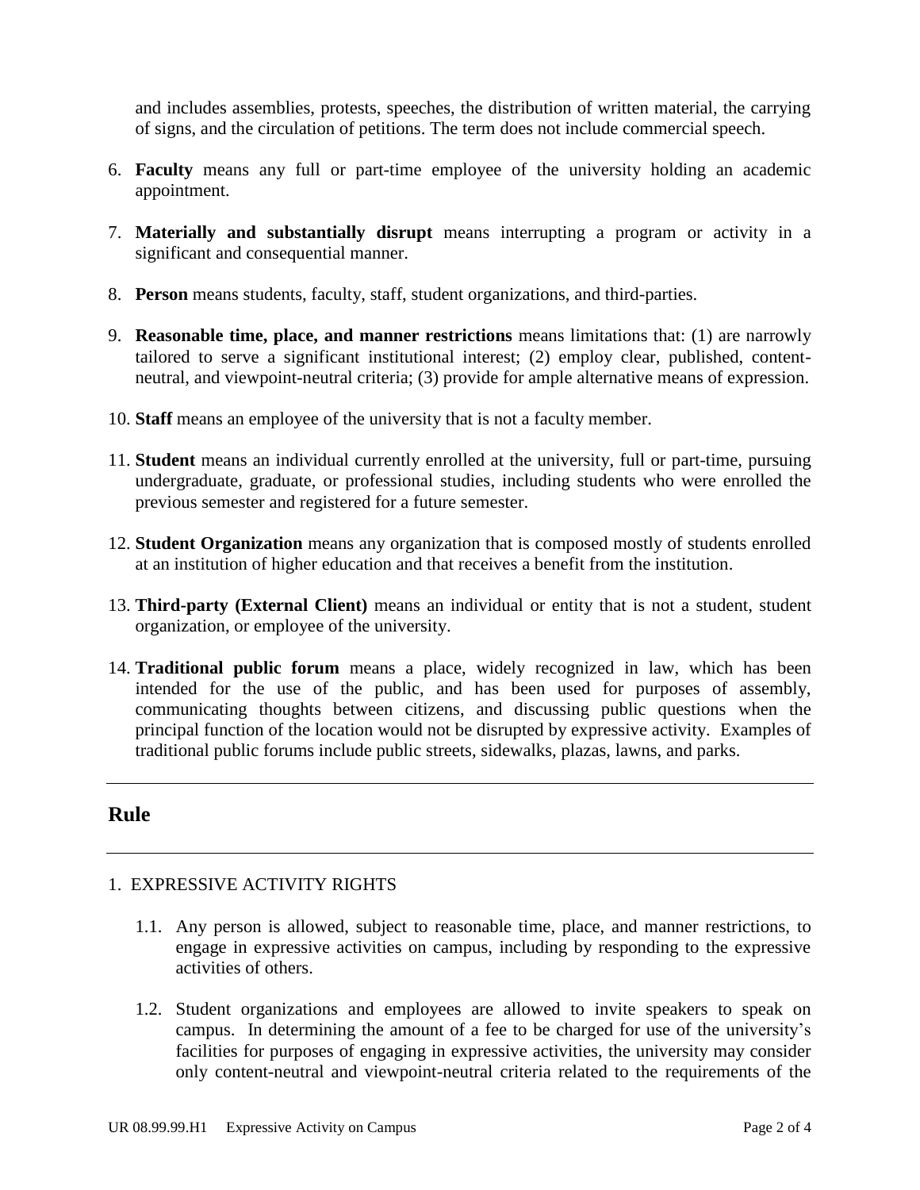and includes assemblies, protests, speeches, the distribution of written material, the carrying of signs, and the circulation of petitions. The term does not include commercial speech.

6. **Faculty** means any full or part-time employee of the university holding an academic appointment.

7. **Materially and substantially disrupt** means interrupting a program or activity in a significant and consequential manner.

8. **Person** means students, faculty, staff, student organizations, and third-parties.

9. **Reasonable time, place, and manner restrictions** means limitations that: (1) are narrowly tailored to serve a significant institutional interest; (2) employ clear, published, content-neutral, and viewpoint-neutral criteria; (3) provide for ample alternative means of expression.

10. **Staff** means an employee of the university that is not a faculty member.

11. **Student** means an individual currently enrolled at the university, full or part-time, pursuing undergraduate, graduate, or professional studies, including students who were enrolled the previous semester and registered for a future semester.

12. **Student Organization** means any organization that is composed mostly of students enrolled at an institution of higher education and that receives a benefit from the institution.

13. **Third-party (External Client)** means an individual or entity that is not a student, student organization, or employee of the university.

14. **Traditional public forum** means a place, widely recognized in law, which has been intended for the use of the public, and has been used for purposes of assembly, communicating thoughts between citizens, and discussing public questions when the principal function of the location would not be disrupted by expressive activity. Examples of traditional public forums include public streets, sidewalks, plazas, lawns, and parks.

## Rule

1. EXPRESSIVE ACTIVITY RIGHTS

   1.1. Any person is allowed, subject to reasonable time, place, and manner restrictions, to engage in expressive activities on campus, including by responding to the expressive activities of others.

   1.2. Student organizations and employees are allowed to invite speakers to speak on campus. In determining the amount of a fee to be charged for use of the university's facilities for purposes of engaging in expressive activities, the university may consider only content-neutral and viewpoint-neutral criteria related to the requirements of the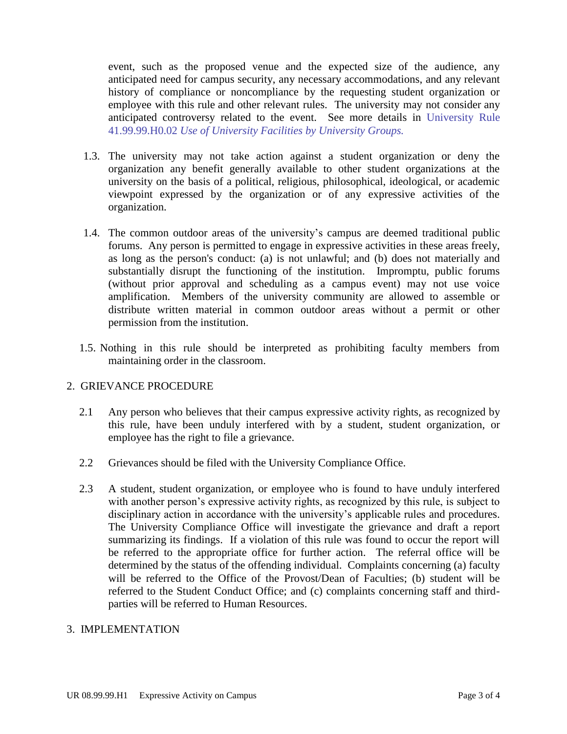event, such as the proposed venue and the expected size of the audience, any anticipated need for campus security, any necessary accommodations, and any relevant history of compliance or noncompliance by the requesting student organization or employee with this rule and other relevant rules. The university may not consider any anticipated controversy related to the event. See more details in University Rule 41.99.99.H0.02 *Use of University Facilities by University Groups.*

1.3. The university may not take action against a student organization or deny the organization any benefit generally available to other student organizations at the university on the basis of a political, religious, philosophical, ideological, or academic viewpoint expressed by the organization or of any expressive activities of the organization.

1.4. The common outdoor areas of the university's campus are deemed traditional public forums. Any person is permitted to engage in expressive activities in these areas freely, as long as the person's conduct: (a) is not unlawful; and (b) does not materially and substantially disrupt the functioning of the institution. Impromptu, public forums (without prior approval and scheduling as a campus event) may not use voice amplification. Members of the university community are allowed to assemble or distribute written material in common outdoor areas without a permit or other permission from the institution.

1.5. Nothing in this rule should be interpreted as prohibiting faculty members from maintaining order in the classroom.

## 2. GRIEVANCE PROCEDURE

2.1 Any person who believes that their campus expressive activity rights, as recognized by this rule, have been unduly interfered with by a student, student organization, or employee has the right to file a grievance.

2.2 Grievances should be filed with the University Compliance Office.

2.3 A student, student organization, or employee who is found to have unduly interfered with another person's expressive activity rights, as recognized by this rule, is subject to disciplinary action in accordance with the university's applicable rules and procedures. The University Compliance Office will investigate the grievance and draft a report summarizing its findings. If a violation of this rule was found to occur the report will be referred to the appropriate office for further action. The referral office will be determined by the status of the offending individual. Complaints concerning (a) faculty will be referred to the Office of the Provost/Dean of Faculties; (b) student will be referred to the Student Conduct Office; and (c) complaints concerning staff and third-parties will be referred to Human Resources.

## 3. IMPLEMENTATION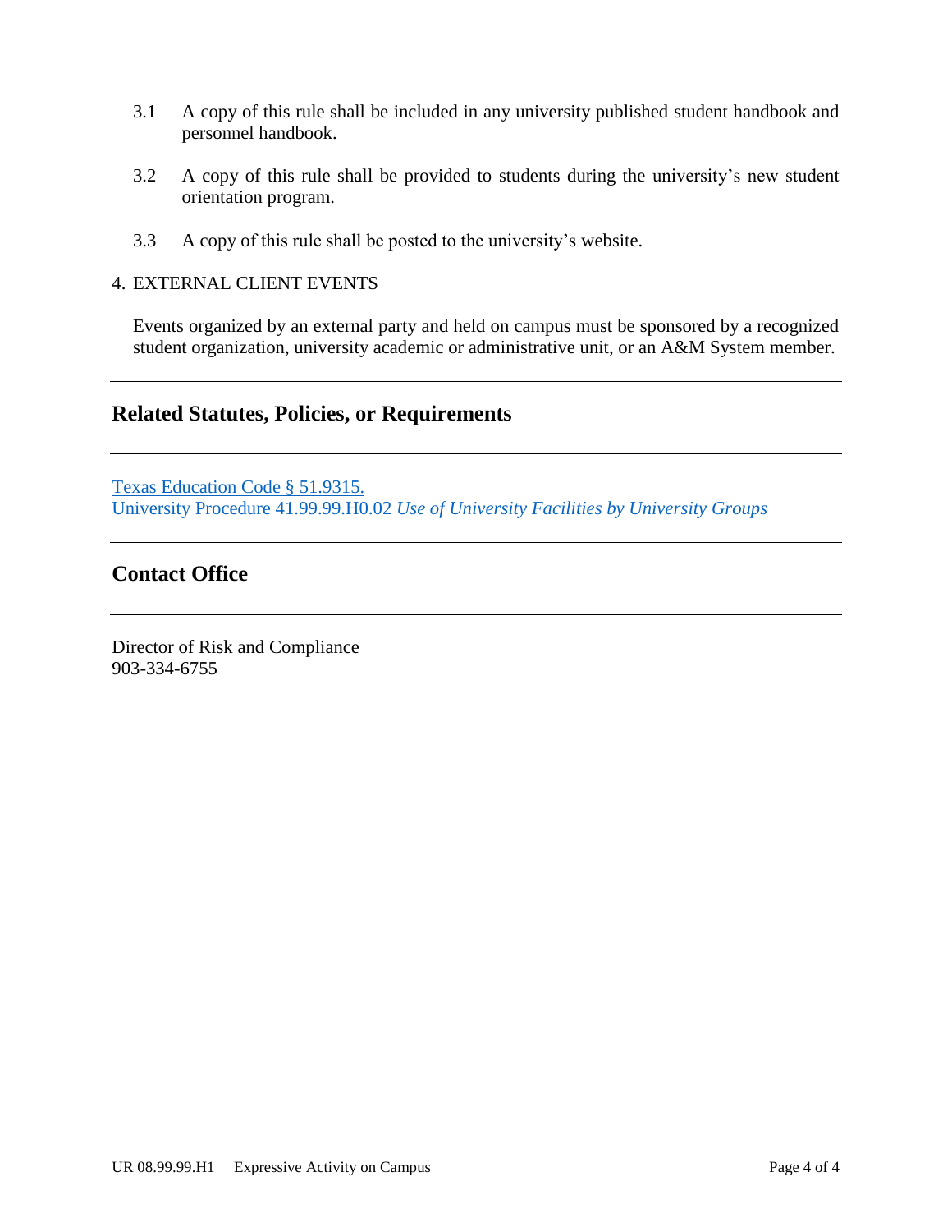3.1 A copy of this rule shall be included in any university published student handbook and personnel handbook.

3.2 A copy of this rule shall be provided to students during the university's new student orientation program.

3.3 A copy of this rule shall be posted to the university's website.

4. EXTERNAL CLIENT EVENTS

Events organized by an external party and held on campus must be sponsored by a recognized student organization, university academic or administrative unit, or an A&M System member.

## Related Statutes, Policies, or Requirements

Texas Education Code § 51.9315.
University Procedure 41.99.99.H0.02 *Use of University Facilities by University Groups*

## Contact Office

Director of Risk and Compliance
903-334-6755